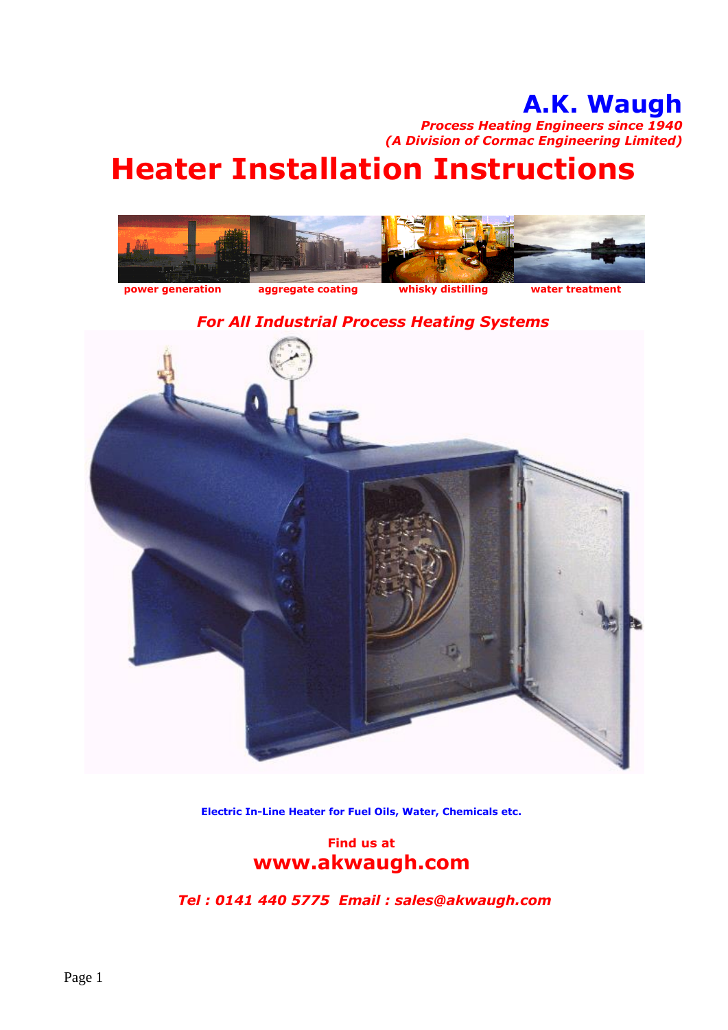# A.K. Waugh

***Process Heating Engineers since 1940***
***(A Division of Cormac Engineering Limited)***

# Heater Installation Instructions

**power generation** **aggregate coating** **whisky distilling** **water treatment**

***For All Industrial Process Heating Systems***

**Electric In-Line Heater for Fuel Oils, Water, Chemicals etc.**

**Find us at**
**www.akwaugh.com**

***Tel : 0141 440 5775 Email : sales@akwaugh.com***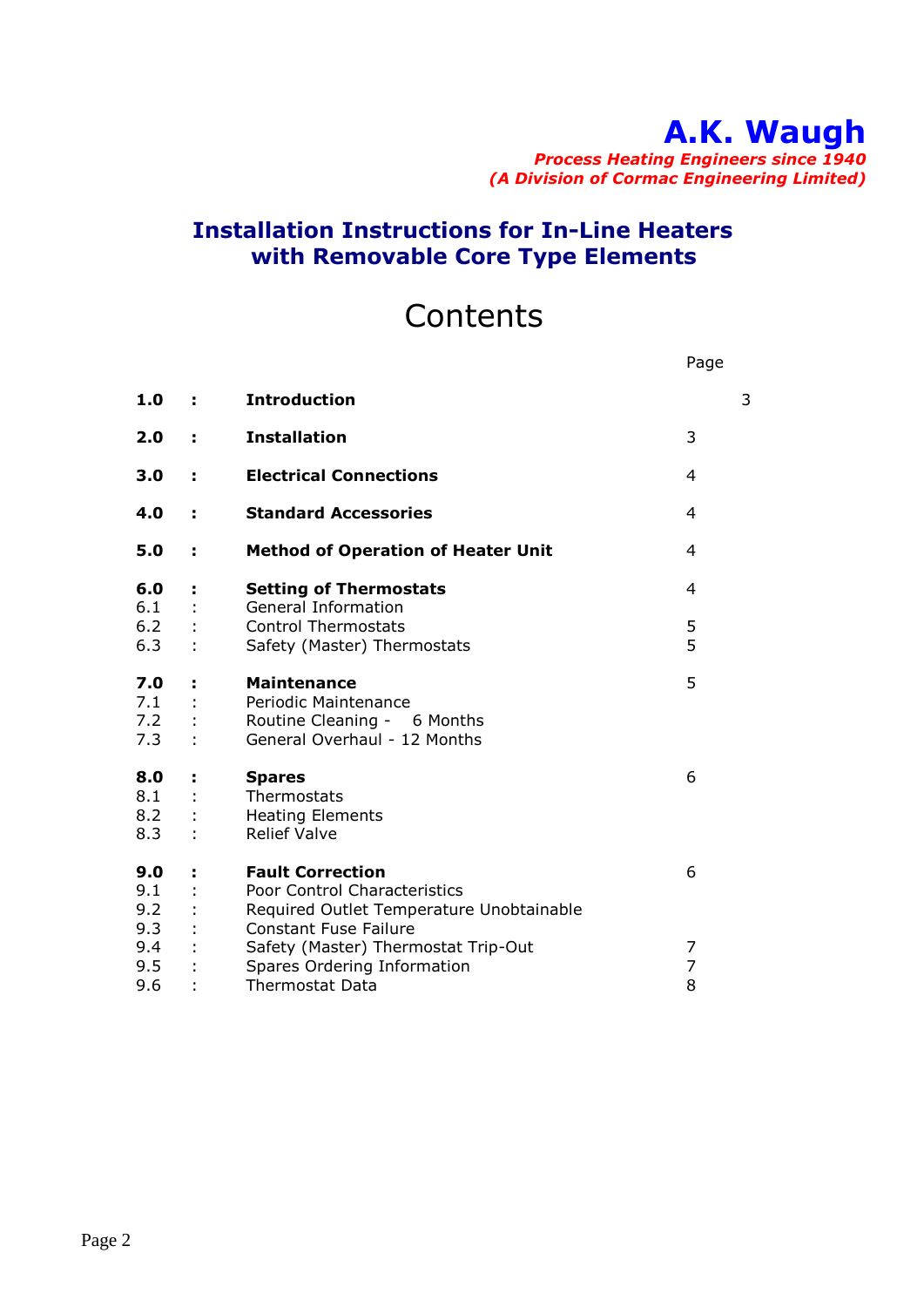# A.K. Waugh

***Process Heating Engineers since 1940***
***(A Division of Cormac Engineering Limited)***

## Installation Instructions for In-Line Heaters with Removable Core Type Elements

# Contents

| | | | Page |
|---|---|---|---|
| **1.0** | **:** | **Introduction** | 3 |
| **2.0** | **:** | **Installation** | 3 |
| **3.0** | **:** | **Electrical Connections** | 4 |
| **4.0** | **:** | **Standard Accessories** | 4 |
| **5.0** | **:** | **Method of Operation of Heater Unit** | 4 |
| **6.0** | **:** | **Setting of Thermostats** | 4 |
| 6.1 | : | General Information | |
| 6.2 | : | Control Thermostats | 5 |
| 6.3 | : | Safety (Master) Thermostats | 5 |
| **7.0** | **:** | **Maintenance** | 5 |
| 7.1 | : | Periodic Maintenance | |
| 7.2 | : | Routine Cleaning - 6 Months | |
| 7.3 | : | General Overhaul - 12 Months | |
| **8.0** | **:** | **Spares** | 6 |
| 8.1 | : | Thermostats | |
| 8.2 | : | Heating Elements | |
| 8.3 | : | Relief Valve | |
| **9.0** | **:** | **Fault Correction** | 6 |
| 9.1 | : | Poor Control Characteristics | |
| 9.2 | : | Required Outlet Temperature Unobtainable | |
| 9.3 | : | Constant Fuse Failure | |
| 9.4 | : | Safety (Master) Thermostat Trip-Out | 7 |
| 9.5 | : | Spares Ordering Information | 7 |
| 9.6 | : | Thermostat Data | 8 |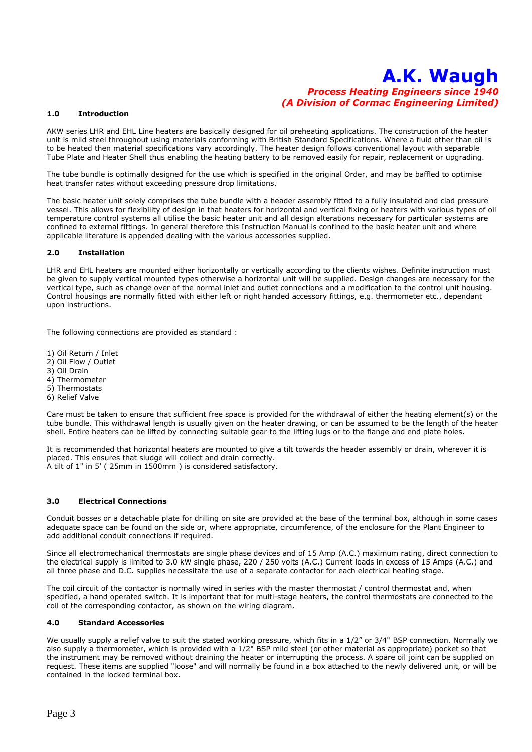# A.K. Waugh

***Process Heating Engineers since 1940***
***(A Division of Cormac Engineering Limited)***

## 1.0 Introduction

AKW series LHR and EHL Line heaters are basically designed for oil preheating applications. The construction of the heater unit is mild steel throughout using materials conforming with British Standard Specifications. Where a fluid other than oil is to be heated then material specifications vary accordingly. The heater design follows conventional layout with separable Tube Plate and Heater Shell thus enabling the heating battery to be removed easily for repair, replacement or upgrading.

The tube bundle is optimally designed for the use which is specified in the original Order, and may be baffled to optimise heat transfer rates without exceeding pressure drop limitations.

The basic heater unit solely comprises the tube bundle with a header assembly fitted to a fully insulated and clad pressure vessel. This allows for flexibility of design in that heaters for horizontal and vertical fixing or heaters with various types of oil temperature control systems all utilise the basic heater unit and all design alterations necessary for particular systems are confined to external fittings. In general therefore this Instruction Manual is confined to the basic heater unit and where applicable literature is appended dealing with the various accessories supplied.

## 2.0 Installation

LHR and EHL heaters are mounted either horizontally or vertically according to the clients wishes. Definite instruction must be given to supply vertical mounted types otherwise a horizontal unit will be supplied. Design changes are necessary for the vertical type, such as change over of the normal inlet and outlet connections and a modification to the control unit housing. Control housings are normally fitted with either left or right handed accessory fittings, e.g. thermometer etc., dependant upon instructions.

The following connections are provided as standard :

1) Oil Return / Inlet
2) Oil Flow / Outlet
3) Oil Drain
4) Thermometer
5) Thermostats
6) Relief Valve

Care must be taken to ensure that sufficient free space is provided for the withdrawal of either the heating element(s) or the tube bundle. This withdrawal length is usually given on the heater drawing, or can be assumed to be the length of the heater shell. Entire heaters can be lifted by connecting suitable gear to the lifting lugs or to the flange and end plate holes.

It is recommended that horizontal heaters are mounted to give a tilt towards the header assembly or drain, wherever it is placed. This ensures that sludge will collect and drain correctly.
A tilt of 1" in 5' ( 25mm in 1500mm ) is considered satisfactory.

## 3.0 Electrical Connections

Conduit bosses or a detachable plate for drilling on site are provided at the base of the terminal box, although in some cases adequate space can be found on the side or, where appropriate, circumference, of the enclosure for the Plant Engineer to add additional conduit connections if required.

Since all electromechanical thermostats are single phase devices and of 15 Amp (A.C.) maximum rating, direct connection to the electrical supply is limited to 3.0 kW single phase, 220 / 250 volts (A.C.) Current loads in excess of 15 Amps (A.C.) and all three phase and D.C. supplies necessitate the use of a separate contactor for each electrical heating stage.

The coil circuit of the contactor is normally wired in series with the master thermostat / control thermostat and, when specified, a hand operated switch. It is important that for multi-stage heaters, the control thermostats are connected to the coil of the corresponding contactor, as shown on the wiring diagram.

## 4.0 Standard Accessories

We usually supply a relief valve to suit the stated working pressure, which fits in a 1/2" or 3/4" BSP connection. Normally we also supply a thermometer, which is provided with a 1/2" BSP mild steel (or other material as appropriate) pocket so that the instrument may be removed without draining the heater or interrupting the process. A spare oil joint can be supplied on request. These items are supplied "loose" and will normally be found in a box attached to the newly delivered unit, or will be contained in the locked terminal box.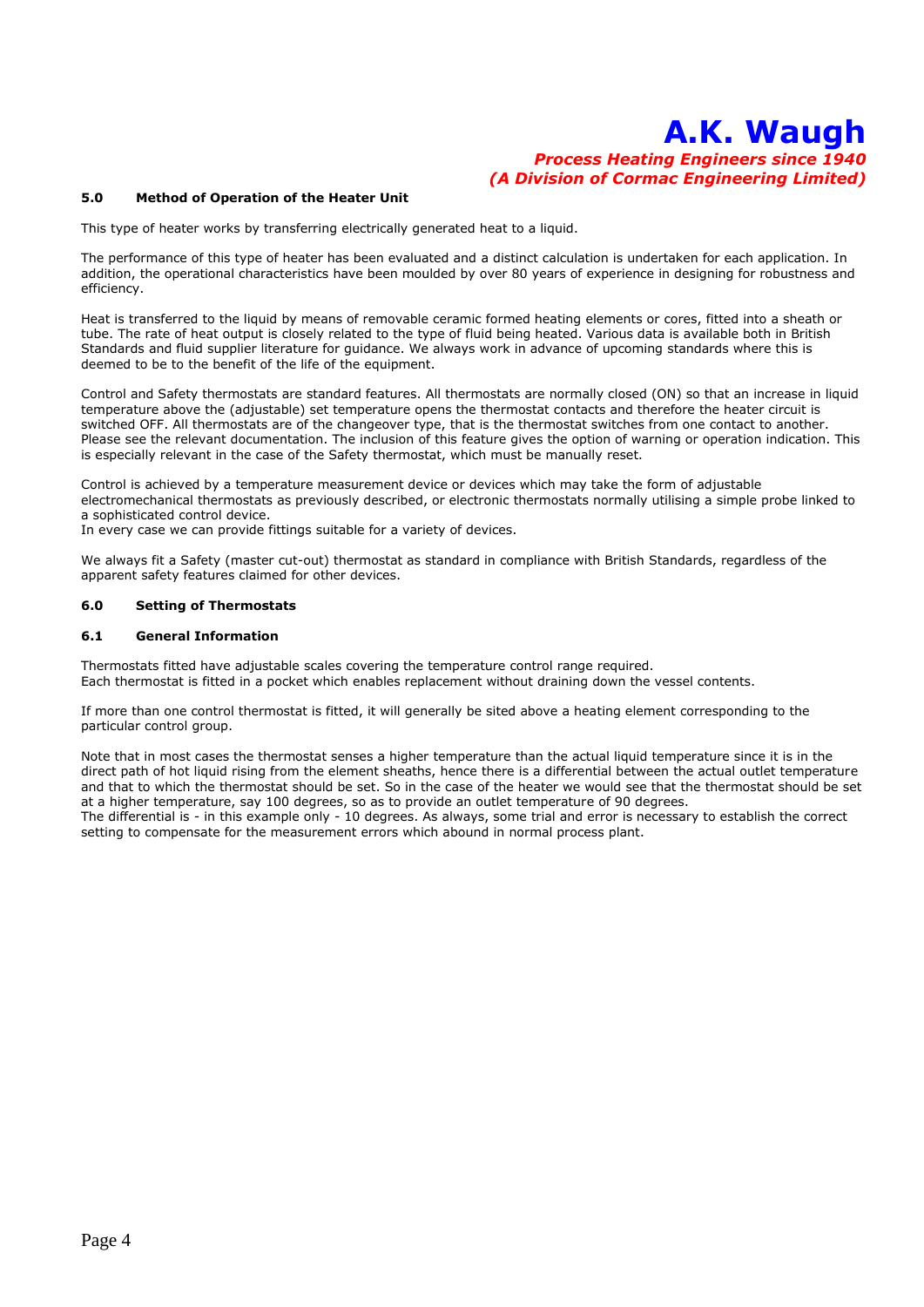## 5.0 Method of Operation of the Heater Unit

This type of heater works by transferring electrically generated heat to a liquid.

The performance of this type of heater has been evaluated and a distinct calculation is undertaken for each application. In addition, the operational characteristics have been moulded by over 80 years of experience in designing for robustness and efficiency.

Heat is transferred to the liquid by means of removable ceramic formed heating elements or cores, fitted into a sheath or tube. The rate of heat output is closely related to the type of fluid being heated. Various data is available both in British Standards and fluid supplier literature for guidance. We always work in advance of upcoming standards where this is deemed to be to the benefit of the life of the equipment.

Control and Safety thermostats are standard features. All thermostats are normally closed (ON) so that an increase in liquid temperature above the (adjustable) set temperature opens the thermostat contacts and therefore the heater circuit is switched OFF. All thermostats are of the changeover type, that is the thermostat switches from one contact to another. Please see the relevant documentation. The inclusion of this feature gives the option of warning or operation indication. This is especially relevant in the case of the Safety thermostat, which must be manually reset.

Control is achieved by a temperature measurement device or devices which may take the form of adjustable electromechanical thermostats as previously described, or electronic thermostats normally utilising a simple probe linked to a sophisticated control device.
In every case we can provide fittings suitable for a variety of devices.

We always fit a Safety (master cut-out) thermostat as standard in compliance with British Standards, regardless of the apparent safety features claimed for other devices.

## 6.0 Setting of Thermostats

### 6.1 General Information

Thermostats fitted have adjustable scales covering the temperature control range required.
Each thermostat is fitted in a pocket which enables replacement without draining down the vessel contents.

If more than one control thermostat is fitted, it will generally be sited above a heating element corresponding to the particular control group.

Note that in most cases the thermostat senses a higher temperature than the actual liquid temperature since it is in the direct path of hot liquid rising from the element sheaths, hence there is a differential between the actual outlet temperature and that to which the thermostat should be set. So in the case of the heater we would see that the thermostat should be set at a higher temperature, say 100 degrees, so as to provide an outlet temperature of 90 degrees.
The differential is - in this example only - 10 degrees. As always, some trial and error is necessary to establish the correct setting to compensate for the measurement errors which abound in normal process plant.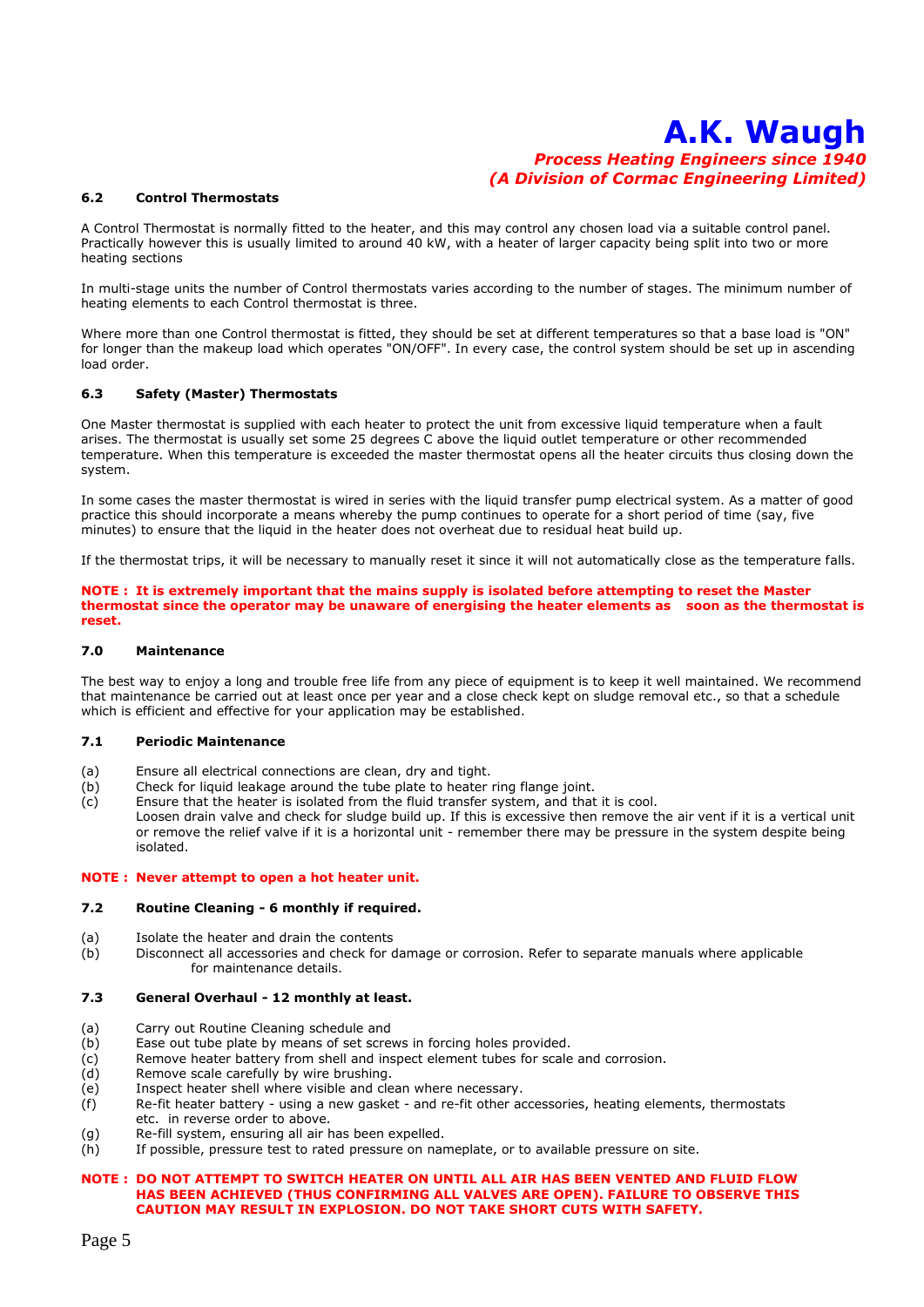### 6.2 Control Thermostats

A Control Thermostat is normally fitted to the heater, and this may control any chosen load via a suitable control panel. Practically however this is usually limited to around 40 kW, with a heater of larger capacity being split into two or more heating sections

In multi-stage units the number of Control thermostats varies according to the number of stages. The minimum number of heating elements to each Control thermostat is three.

Where more than one Control thermostat is fitted, they should be set at different temperatures so that a base load is "ON" for longer than the makeup load which operates "ON/OFF". In every case, the control system should be set up in ascending load order.

### 6.3 Safety (Master) Thermostats

One Master thermostat is supplied with each heater to protect the unit from excessive liquid temperature when a fault arises. The thermostat is usually set some 25 degrees C above the liquid outlet temperature or other recommended temperature. When this temperature is exceeded the master thermostat opens all the heater circuits thus closing down the system.

In some cases the master thermostat is wired in series with the liquid transfer pump electrical system. As a matter of good practice this should incorporate a means whereby the pump continues to operate for a short period of time (say, five minutes) to ensure that the liquid in the heater does not overheat due to residual heat build up.

If the thermostat trips, it will be necessary to manually reset it since it will not automatically close as the temperature falls.

**NOTE : It is extremely important that the mains supply is isolated before attempting to reset the Master thermostat since the operator may be unaware of energising the heater elements as soon as the thermostat is reset.**

### 7.0 Maintenance

The best way to enjoy a long and trouble free life from any piece of equipment is to keep it well maintained. We recommend that maintenance be carried out at least once per year and a close check kept on sludge removal etc., so that a schedule which is efficient and effective for your application may be established.

### 7.1 Periodic Maintenance

(a) Ensure all electrical connections are clean, dry and tight.
(b) Check for liquid leakage around the tube plate to heater ring flange joint.
(c) Ensure that the heater is isolated from the fluid transfer system, and that it is cool.
Loosen drain valve and check for sludge build up. If this is excessive then remove the air vent if it is a vertical unit or remove the relief valve if it is a horizontal unit - remember there may be pressure in the system despite being isolated.

**NOTE : Never attempt to open a hot heater unit.**

### 7.2 Routine Cleaning - 6 monthly if required.

(a) Isolate the heater and drain the contents
(b) Disconnect all accessories and check for damage or corrosion. Refer to separate manuals where applicable for maintenance details.

### 7.3 General Overhaul - 12 monthly at least.

(a) Carry out Routine Cleaning schedule and
(b) Ease out tube plate by means of set screws in forcing holes provided.
(c) Remove heater battery from shell and inspect element tubes for scale and corrosion.
(d) Remove scale carefully by wire brushing.
(e) Inspect heater shell where visible and clean where necessary.
(f) Re-fit heater battery - using a new gasket - and re-fit other accessories, heating elements, thermostats etc. in reverse order to above.
(g) Re-fill system, ensuring all air has been expelled.
(h) If possible, pressure test to rated pressure on nameplate, or to available pressure on site.

**NOTE : DO NOT ATTEMPT TO SWITCH HEATER ON UNTIL ALL AIR HAS BEEN VENTED AND FLUID FLOW HAS BEEN ACHIEVED (THUS CONFIRMING ALL VALVES ARE OPEN). FAILURE TO OBSERVE THIS CAUTION MAY RESULT IN EXPLOSION. DO NOT TAKE SHORT CUTS WITH SAFETY.**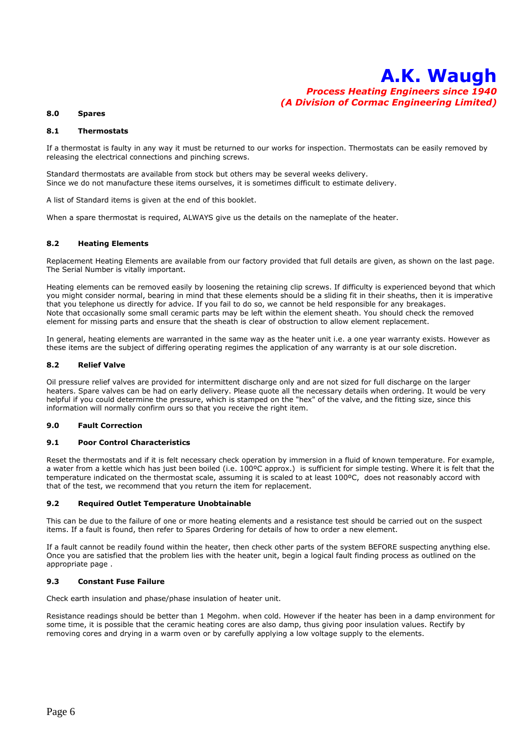## 8.0 Spares

### 8.1 Thermostats

If a thermostat is faulty in any way it must be returned to our works for inspection. Thermostats can be easily removed by releasing the electrical connections and pinching screws.

Standard thermostats are available from stock but others may be several weeks delivery.
Since we do not manufacture these items ourselves, it is sometimes difficult to estimate delivery.

A list of Standard items is given at the end of this booklet.

When a spare thermostat is required, ALWAYS give us the details on the nameplate of the heater.

### 8.2 Heating Elements

Replacement Heating Elements are available from our factory provided that full details are given, as shown on the last page. The Serial Number is vitally important.

Heating elements can be removed easily by loosening the retaining clip screws. If difficulty is experienced beyond that which you might consider normal, bearing in mind that these elements should be a sliding fit in their sheaths, then it is imperative that you telephone us directly for advice. If you fail to do so, we cannot be held responsible for any breakages.
Note that occasionally some small ceramic parts may be left within the element sheath. You should check the removed element for missing parts and ensure that the sheath is clear of obstruction to allow element replacement.

In general, heating elements are warranted in the same way as the heater unit i.e. a one year warranty exists. However as these items are the subject of differing operating regimes the application of any warranty is at our sole discretion.

### 8.2 Relief Valve

Oil pressure relief valves are provided for intermittent discharge only and are not sized for full discharge on the larger heaters. Spare valves can be had on early delivery. Please quote all the necessary details when ordering. It would be very helpful if you could determine the pressure, which is stamped on the "hex" of the valve, and the fitting size, since this information will normally confirm ours so that you receive the right item.

## 9.0 Fault Correction

### 9.1 Poor Control Characteristics

Reset the thermostats and if it is felt necessary check operation by immersion in a fluid of known temperature. For example, a water from a kettle which has just been boiled (i.e. 100ºC approx.) is sufficient for simple testing. Where it is felt that the temperature indicated on the thermostat scale, assuming it is scaled to at least 100ºC, does not reasonably accord with that of the test, we recommend that you return the item for replacement.

### 9.2 Required Outlet Temperature Unobtainable

This can be due to the failure of one or more heating elements and a resistance test should be carried out on the suspect items. If a fault is found, then refer to Spares Ordering for details of how to order a new element.

If a fault cannot be readily found within the heater, then check other parts of the system BEFORE suspecting anything else. Once you are satisfied that the problem lies with the heater unit, begin a logical fault finding process as outlined on the appropriate page .

### 9.3 Constant Fuse Failure

Check earth insulation and phase/phase insulation of heater unit.

Resistance readings should be better than 1 Megohm. when cold. However if the heater has been in a damp environment for some time, it is possible that the ceramic heating cores are also damp, thus giving poor insulation values. Rectify by removing cores and drying in a warm oven or by carefully applying a low voltage supply to the elements.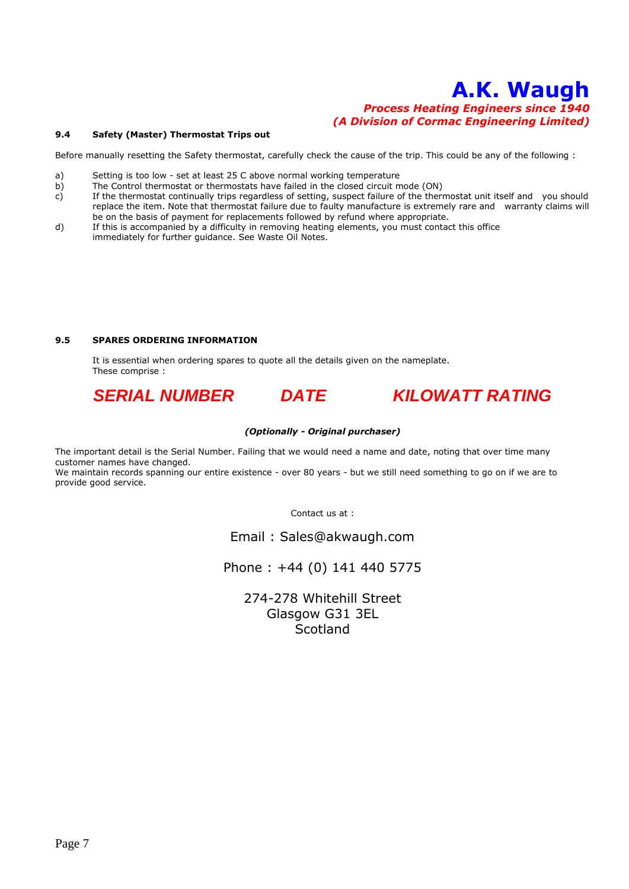# A.K. Waugh

***Process Heating Engineers since 1940***
***(A Division of Cormac Engineering Limited)***

### 9.4 Safety (Master) Thermostat Trips out

Before manually resetting the Safety thermostat, carefully check the cause of the trip. This could be any of the following :

a) Setting is too low - set at least 25 C above normal working temperature
b) The Control thermostat or thermostats have failed in the closed circuit mode (ON)
c) If the thermostat continually trips regardless of setting, suspect failure of the thermostat unit itself and you should replace the item. Note that thermostat failure due to faulty manufacture is extremely rare and warranty claims will be on the basis of payment for replacements followed by refund where appropriate.
d) If this is accompanied by a difficulty in removing heating elements, you must contact this office immediately for further guidance. See Waste Oil Notes.

### 9.5 SPARES ORDERING INFORMATION

It is essential when ordering spares to quote all the details given on the nameplate.
These comprise :

***SERIAL NUMBER DATE KILOWATT RATING***

***(Optionally - Original purchaser)***

The important detail is the Serial Number. Failing that we would need a name and date, noting that over time many customer names have changed.
We maintain records spanning our entire existence - over 80 years - but we still need something to go on if we are to provide good service.

Contact us at :

Email : Sales@akwaugh.com

Phone : +44 (0) 141 440 5775

274-278 Whitehill Street
Glasgow G31 3EL
Scotland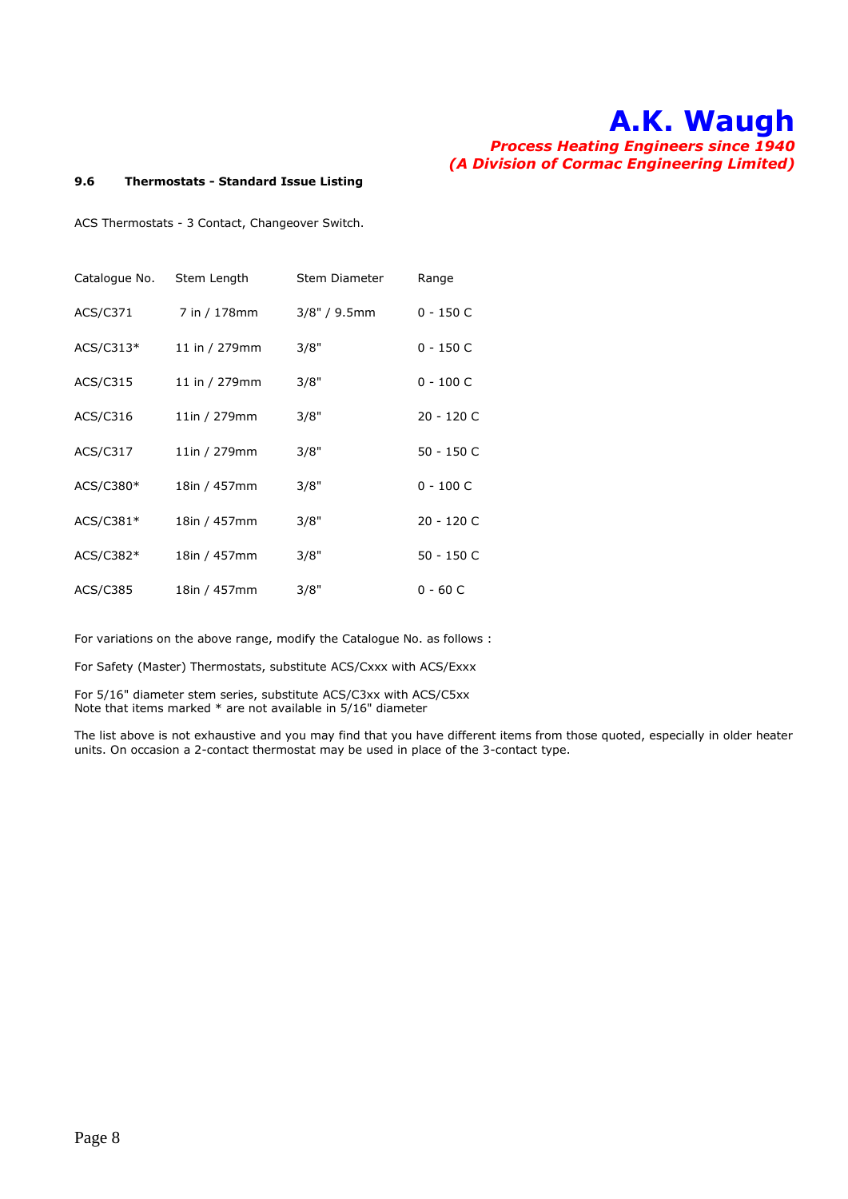### 9.6 Thermostats - Standard Issue Listing

ACS Thermostats - 3 Contact, Changeover Switch.

| Catalogue No. | Stem Length | Stem Diameter | Range |
|---|---|---|---|
| ACS/C371 | 7 in / 178mm | 3/8" / 9.5mm | 0 - 150 C |
| ACS/C313* | 11 in / 279mm | 3/8" | 0 - 150 C |
| ACS/C315 | 11 in / 279mm | 3/8" | 0 - 100 C |
| ACS/C316 | 11in / 279mm | 3/8" | 20 - 120 C |
| ACS/C317 | 11in / 279mm | 3/8" | 50 - 150 C |
| ACS/C380* | 18in / 457mm | 3/8" | 0 - 100 C |
| ACS/C381* | 18in / 457mm | 3/8" | 20 - 120 C |
| ACS/C382* | 18in / 457mm | 3/8" | 50 - 150 C |
| ACS/C385 | 18in / 457mm | 3/8" | 0 - 60 C |

For variations on the above range, modify the Catalogue No. as follows :

For Safety (Master) Thermostats, substitute ACS/Cxxx with ACS/Exxx

For 5/16" diameter stem series, substitute ACS/C3xx with ACS/C5xx
Note that items marked * are not available in 5/16" diameter

The list above is not exhaustive and you may find that you have different items from those quoted, especially in older heater units. On occasion a 2-contact thermostat may be used in place of the 3-contact type.